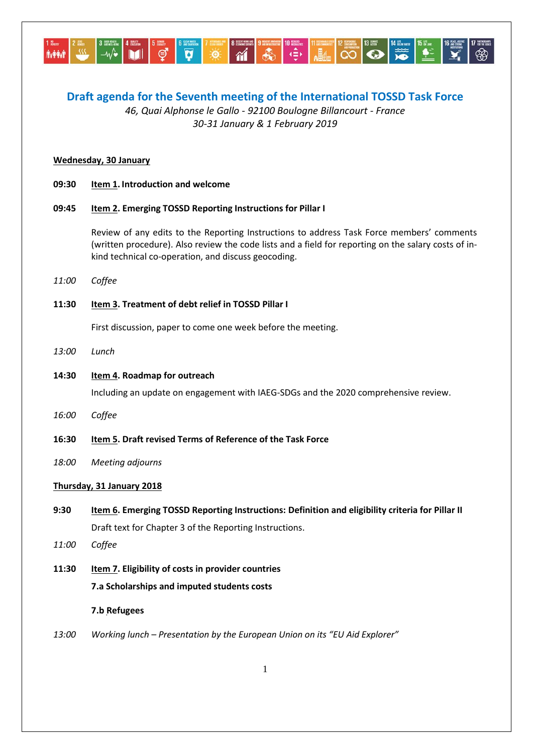# Draft agenda for the Seventh meeting of the International TOSSD Task Force

*46, Quai Alphonse le Gallo - 92100 Boulogne Billancourt - France*
*30-31 January & 1 February 2019*

**Wednesday, 30 January**

**09:30** **Item 1. Introduction and welcome**

**09:45** **Item 2. Emerging TOSSD Reporting Instructions for Pillar I**

Review of any edits to the Reporting Instructions to address Task Force members' comments (written procedure). Also review the code lists and a field for reporting on the salary costs of in-kind technical co-operation, and discuss geocoding.

*11:00* *Coffee*

**11:30** **Item 3. Treatment of debt relief in TOSSD Pillar I**

First discussion, paper to come one week before the meeting.

*13:00* *Lunch*

**14:30** **Item 4. Roadmap for outreach**

Including an update on engagement with IAEG-SDGs and the 2020 comprehensive review.

*16:00* *Coffee*

**16:30** **Item 5. Draft revised Terms of Reference of the Task Force**

*18:00* *Meeting adjourns*

**Thursday, 31 January 2018**

**9:30** **Item 6. Emerging TOSSD Reporting Instructions: Definition and eligibility criteria for Pillar II**

Draft text for Chapter 3 of the Reporting Instructions.

*11:00* *Coffee*

**11:30** **Item 7. Eligibility of costs in provider countries**

**7.a Scholarships and imputed students costs**

**7.b Refugees**

*13:00* *Working lunch – Presentation by the European Union on its "EU Aid Explorer"*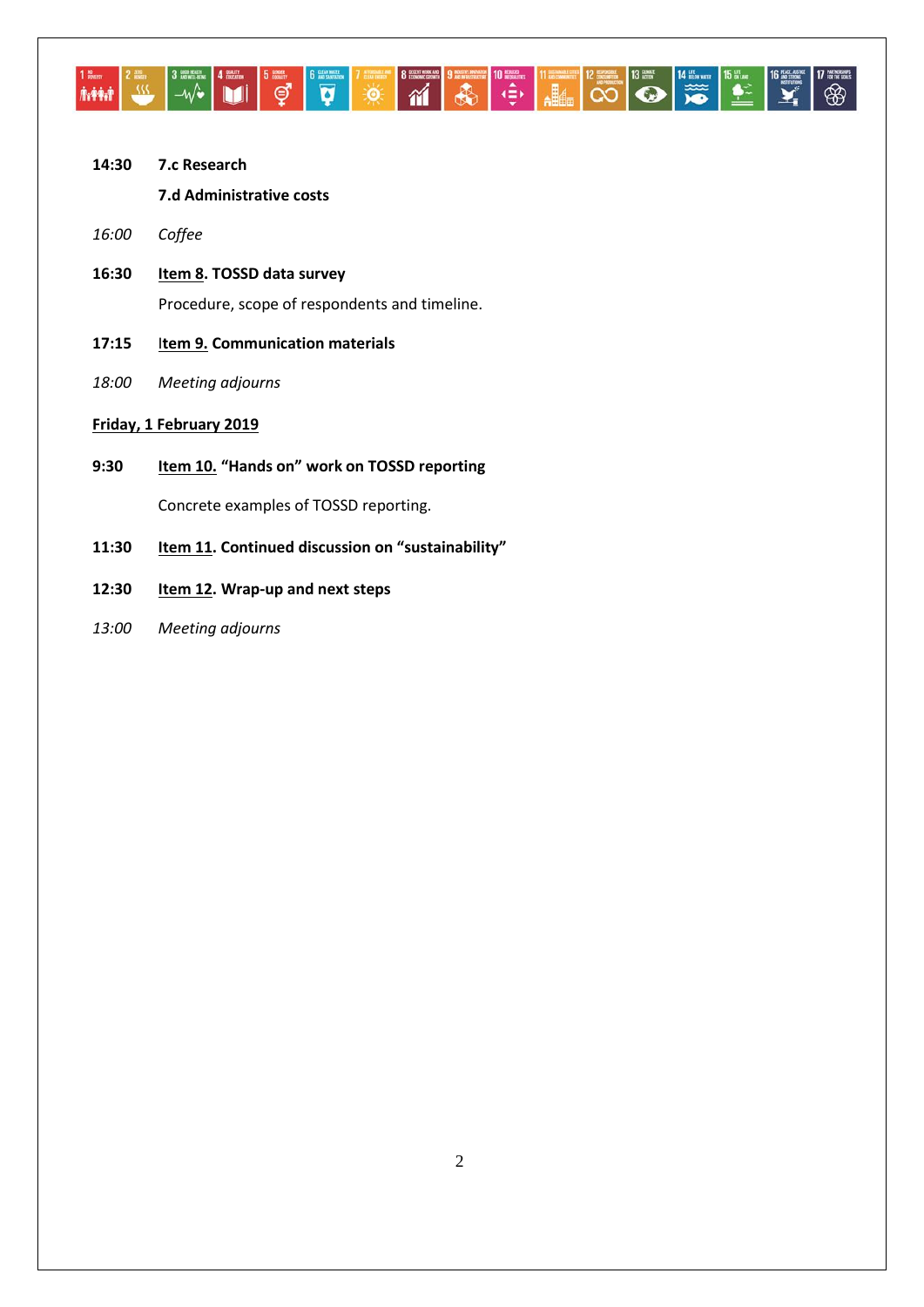**14:30** **7.c Research**

**7.d Administrative costs**

*16:00* *Coffee*

**16:30** **Item 8. TOSSD data survey**

Procedure, scope of respondents and timeline.

**17:15** **Item 9. Communication materials**

*18:00* *Meeting adjourns*

**Friday, 1 February 2019**

**9:30** **Item 10. "Hands on" work on TOSSD reporting**

Concrete examples of TOSSD reporting.

**11:30** **Item 11. Continued discussion on "sustainability"**

**12:30** **Item 12. Wrap-up and next steps**

*13:00* *Meeting adjourns*